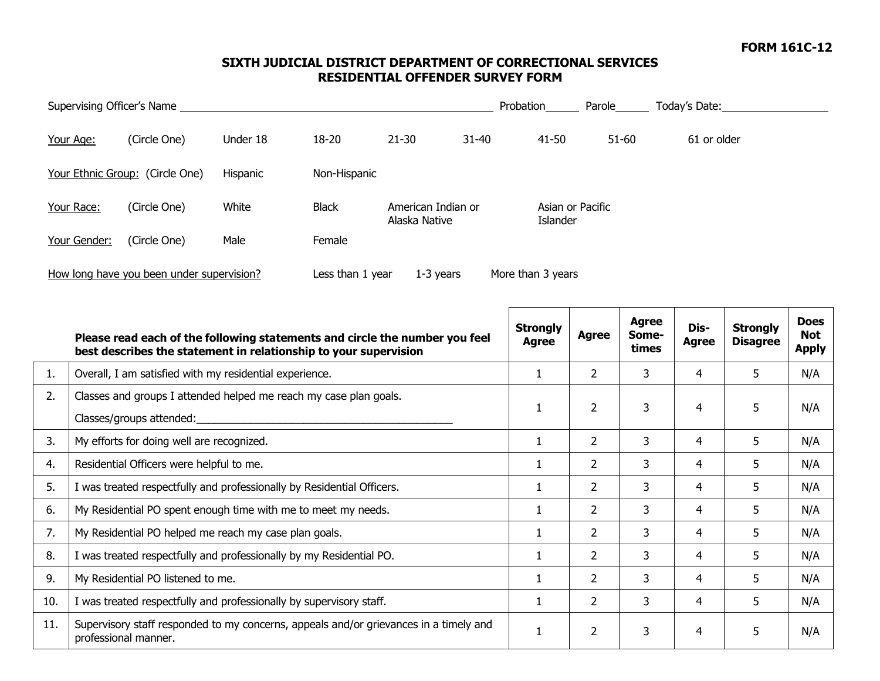FORM 161C-12

# SIXTH JUDICIAL DISTRICT DEPARTMENT OF CORRECTIONAL SERVICES
## RESIDENTIAL OFFENDER SURVEY FORM

Supervising Officer's Name ______________________________ Probation______ Parole______ Today's Date:__________________

Your Age: (Circle One) Under 18 18-20 21-30 31-40 41-50 51-60 61 or older

Your Ethnic Group: (Circle One) Hispanic Non-Hispanic

Your Race: (Circle One) White Black American Indian or Alaska Native Asian or Pacific Islander

Your Gender: (Circle One) Male Female

How long have you been under supervision? Less than 1 year 1-3 years More than 3 years

| | **Please read each of the following statements and circle the number you feel best describes the statement in relationship to your supervision** | **Strongly Agree** | **Agree** | **Agree Some-times** | **Dis-Agree** | **Strongly Disagree** | **Does Not Apply** |
|---|---|---|---|---|---|---|---|
| 1. | Overall, I am satisfied with my residential experience. | 1 | 2 | 3 | 4 | 5 | N/A |
| 2. | Classes and groups I attended helped me reach my case plan goals. Classes/groups attended:____________________________________________ | 1 | 2 | 3 | 4 | 5 | N/A |
| 3. | My efforts for doing well are recognized. | 1 | 2 | 3 | 4 | 5 | N/A |
| 4. | Residential Officers were helpful to me. | 1 | 2 | 3 | 4 | 5 | N/A |
| 5. | I was treated respectfully and professionally by Residential Officers. | 1 | 2 | 3 | 4 | 5 | N/A |
| 6. | My Residential PO spent enough time with me to meet my needs. | 1 | 2 | 3 | 4 | 5 | N/A |
| 7. | My Residential PO helped me reach my case plan goals. | 1 | 2 | 3 | 4 | 5 | N/A |
| 8. | I was treated respectfully and professionally by my Residential PO. | 1 | 2 | 3 | 4 | 5 | N/A |
| 9. | My Residential PO listened to me. | 1 | 2 | 3 | 4 | 5 | N/A |
| 10. | I was treated respectfully and professionally by supervisory staff. | 1 | 2 | 3 | 4 | 5 | N/A |
| 11. | Supervisory staff responded to my concerns, appeals and/or grievances in a timely and professional manner. | 1 | 2 | 3 | 4 | 5 | N/A |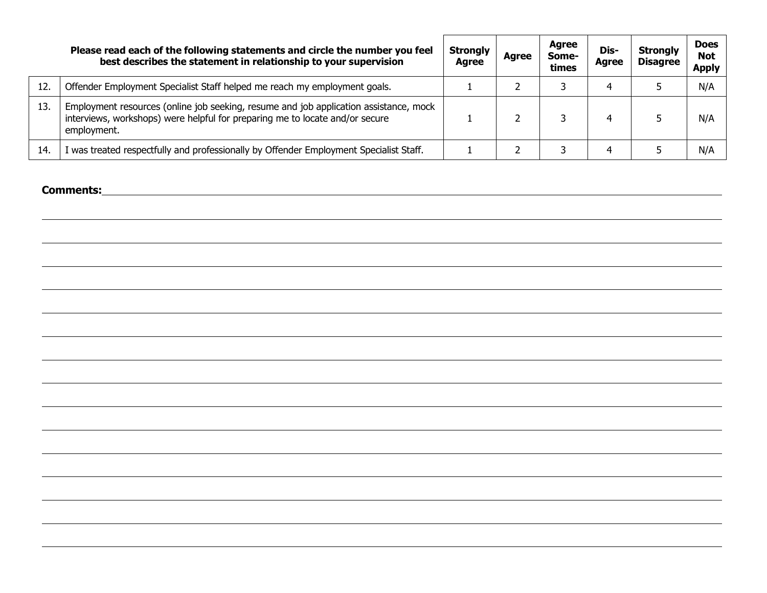| | Please read each of the following statements and circle the number you feel best describes the statement in relationship to your supervision | Strongly Agree | Agree | Agree Some-times | Dis-Agree | Strongly Disagree | Does Not Apply |
|---|---|---|---|---|---|---|---|
| 12. | Offender Employment Specialist Staff helped me reach my employment goals. | 1 | 2 | 3 | 4 | 5 | N/A |
| 13. | Employment resources (online job seeking, resume and job application assistance, mock interviews, workshops) were helpful for preparing me to locate and/or secure employment. | 1 | 2 | 3 | 4 | 5 | N/A |
| 14. | I was treated respectfully and professionally by Offender Employment Specialist Staff. | 1 | 2 | 3 | 4 | 5 | N/A |

**Comments:**